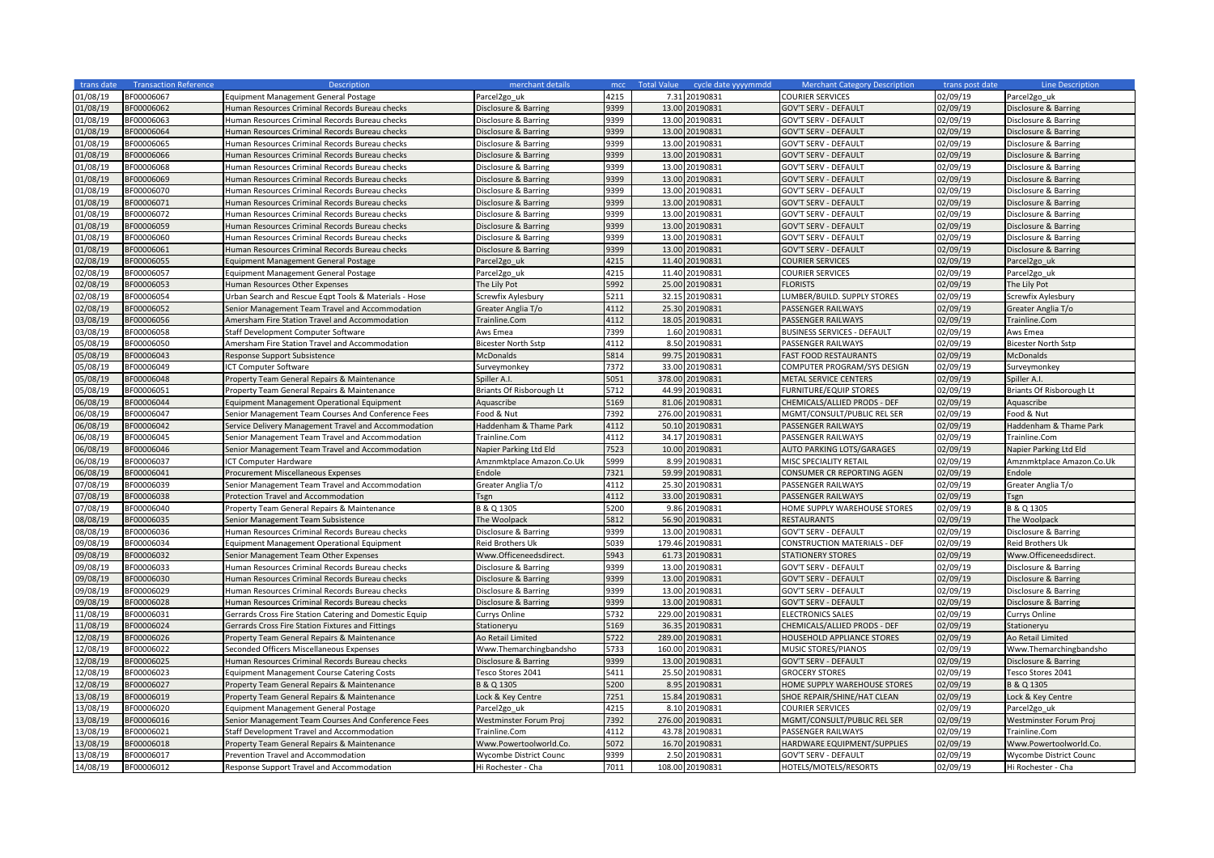| trans date | Transaction Reference | Description | merchant details | mcc | Total Value | cycle date yyyymmdd | Merchant Category Description | trans post date | Line Description |
|---|---|---|---|---|---|---|---|---|---|
| 01/08/19 | BF00006067 | Equipment Management General Postage | Parcel2go_uk | 4215 | 7.31 | 20190831 | COURIER SERVICES | 02/09/19 | Parcel2go_uk |
| 01/08/19 | BF00006062 | Human Resources Criminal Records Bureau checks | Disclosure & Barring | 9399 | 13.00 | 20190831 | GOV'T SERV - DEFAULT | 02/09/19 | Disclosure & Barring |
| 01/08/19 | BF00006063 | Human Resources Criminal Records Bureau checks | Disclosure & Barring | 9399 | 13.00 | 20190831 | GOV'T SERV - DEFAULT | 02/09/19 | Disclosure & Barring |
| 01/08/19 | BF00006064 | Human Resources Criminal Records Bureau checks | Disclosure & Barring | 9399 | 13.00 | 20190831 | GOV'T SERV - DEFAULT | 02/09/19 | Disclosure & Barring |
| 01/08/19 | BF00006065 | Human Resources Criminal Records Bureau checks | Disclosure & Barring | 9399 | 13.00 | 20190831 | GOV'T SERV - DEFAULT | 02/09/19 | Disclosure & Barring |
| 01/08/19 | BF00006066 | Human Resources Criminal Records Bureau checks | Disclosure & Barring | 9399 | 13.00 | 20190831 | GOV'T SERV - DEFAULT | 02/09/19 | Disclosure & Barring |
| 01/08/19 | BF00006068 | Human Resources Criminal Records Bureau checks | Disclosure & Barring | 9399 | 13.00 | 20190831 | GOV'T SERV - DEFAULT | 02/09/19 | Disclosure & Barring |
| 01/08/19 | BF00006069 | Human Resources Criminal Records Bureau checks | Disclosure & Barring | 9399 | 13.00 | 20190831 | GOV'T SERV - DEFAULT | 02/09/19 | Disclosure & Barring |
| 01/08/19 | BF00006070 | Human Resources Criminal Records Bureau checks | Disclosure & Barring | 9399 | 13.00 | 20190831 | GOV'T SERV - DEFAULT | 02/09/19 | Disclosure & Barring |
| 01/08/19 | BF00006071 | Human Resources Criminal Records Bureau checks | Disclosure & Barring | 9399 | 13.00 | 20190831 | GOV'T SERV - DEFAULT | 02/09/19 | Disclosure & Barring |
| 01/08/19 | BF00006072 | Human Resources Criminal Records Bureau checks | Disclosure & Barring | 9399 | 13.00 | 20190831 | GOV'T SERV - DEFAULT | 02/09/19 | Disclosure & Barring |
| 01/08/19 | BF00006059 | Human Resources Criminal Records Bureau checks | Disclosure & Barring | 9399 | 13.00 | 20190831 | GOV'T SERV - DEFAULT | 02/09/19 | Disclosure & Barring |
| 01/08/19 | BF00006060 | Human Resources Criminal Records Bureau checks | Disclosure & Barring | 9399 | 13.00 | 20190831 | GOV'T SERV - DEFAULT | 02/09/19 | Disclosure & Barring |
| 01/08/19 | BF00006061 | Human Resources Criminal Records Bureau checks | Disclosure & Barring | 9399 | 13.00 | 20190831 | GOV'T SERV - DEFAULT | 02/09/19 | Disclosure & Barring |
| 02/08/19 | BF00006055 | Equipment Management General Postage | Parcel2go_uk | 4215 | 11.40 | 20190831 | COURIER SERVICES | 02/09/19 | Parcel2go_uk |
| 02/08/19 | BF00006057 | Equipment Management General Postage | Parcel2go_uk | 4215 | 11.40 | 20190831 | COURIER SERVICES | 02/09/19 | Parcel2go_uk |
| 02/08/19 | BF00006053 | Human Resources Other Expenses | The Lily Pot | 5992 | 25.00 | 20190831 | FLORISTS | 02/09/19 | The Lily Pot |
| 02/08/19 | BF00006054 | Urban Search and Rescue Eqpt Tools & Materials - Hose | Screwfix Aylesbury | 5211 | 32.15 | 20190831 | LUMBER/BUILD. SUPPLY STORES | 02/09/19 | Screwfix Aylesbury |
| 02/08/19 | BF00006052 | Senior Management Team Travel and Accommodation | Greater Anglia T/o | 4112 | 25.30 | 20190831 | PASSENGER RAILWAYS | 02/09/19 | Greater Anglia T/o |
| 03/08/19 | BF00006056 | Amersham Fire Station Travel and Accommodation | Trainline.Com | 4112 | 18.05 | 20190831 | PASSENGER RAILWAYS | 02/09/19 | Trainline.Com |
| 03/08/19 | BF00006058 | Staff Development Computer Software | Aws Emea | 7399 | 1.60 | 20190831 | BUSINESS SERVICES - DEFAULT | 02/09/19 | Aws Emea |
| 05/08/19 | BF00006050 | Amersham Fire Station Travel and Accommodation | Bicester North Sstp | 4112 | 8.50 | 20190831 | PASSENGER RAILWAYS | 02/09/19 | Bicester North Sstp |
| 05/08/19 | BF00006043 | Response Support Subsistence | McDonalds | 5814 | 99.75 | 20190831 | FAST FOOD RESTAURANTS | 02/09/19 | McDonalds |
| 05/08/19 | BF00006049 | ICT Computer Software | Surveymonkey | 7372 | 33.00 | 20190831 | COMPUTER PROGRAM/SYS DESIGN | 02/09/19 | Surveymonkey |
| 05/08/19 | BF00006048 | Property Team General Repairs & Maintenance | Spiller A.I. | 5051 | 378.00 | 20190831 | METAL SERVICE CENTERS | 02/09/19 | Spiller A.I. |
| 05/08/19 | BF00006051 | Property Team General Repairs & Maintenance | Briants Of Risborough Lt | 5712 | 44.99 | 20190831 | FURNITURE/EQUIP STORES | 02/09/19 | Briants Of Risborough Lt |
| 06/08/19 | BF00006044 | Equipment Management Operational Equipment | Aquascribe | 5169 | 81.06 | 20190831 | CHEMICALS/ALLIED PRODS - DEF | 02/09/19 | Aquascribe |
| 06/08/19 | BF00006047 | Senior Management Team Courses And Conference Fees | Food & Nut | 7392 | 276.00 | 20190831 | MGMT/CONSULT/PUBLIC REL SER | 02/09/19 | Food & Nut |
| 06/08/19 | BF00006042 | Service Delivery Management Travel and Accommodation | Haddenham & Thame Park | 4112 | 50.10 | 20190831 | PASSENGER RAILWAYS | 02/09/19 | Haddenham & Thame Park |
| 06/08/19 | BF00006045 | Senior Management Team Travel and Accommodation | Trainline.Com | 4112 | 34.17 | 20190831 | PASSENGER RAILWAYS | 02/09/19 | Trainline.Com |
| 06/08/19 | BF00006046 | Senior Management Team Travel and Accommodation | Napier Parking Ltd Eld | 7523 | 10.00 | 20190831 | AUTO PARKING LOTS/GARAGES | 02/09/19 | Napier Parking Ltd Eld |
| 06/08/19 | BF00006037 | ICT Computer Hardware | Amznmktplace Amazon.Co.Uk | 5999 | 8.99 | 20190831 | MISC SPECIALITY RETAIL | 02/09/19 | Amznmktplace Amazon.Co.Uk |
| 06/08/19 | BF00006041 | Procurement Miscellaneous Expenses | Endole | 7321 | 59.99 | 20190831 | CONSUMER CR REPORTING AGEN | 02/09/19 | Endole |
| 07/08/19 | BF00006039 | Senior Management Team Travel and Accommodation | Greater Anglia T/o | 4112 | 25.30 | 20190831 | PASSENGER RAILWAYS | 02/09/19 | Greater Anglia T/o |
| 07/08/19 | BF00006038 | Protection Travel and Accommodation | Tsgn | 4112 | 33.00 | 20190831 | PASSENGER RAILWAYS | 02/09/19 | Tsgn |
| 07/08/19 | BF00006040 | Property Team General Repairs & Maintenance | B & Q 1305 | 5200 | 9.86 | 20190831 | HOME SUPPLY WAREHOUSE STORES | 02/09/19 | B & Q 1305 |
| 08/08/19 | BF00006035 | Senior Management Team Subsistence | The Woolpack | 5812 | 56.90 | 20190831 | RESTAURANTS | 02/09/19 | The Woolpack |
| 08/08/19 | BF00006036 | Human Resources Criminal Records Bureau checks | Disclosure & Barring | 9399 | 13.00 | 20190831 | GOV'T SERV - DEFAULT | 02/09/19 | Disclosure & Barring |
| 09/08/19 | BF00006034 | Equipment Management Operational Equipment | Reid Brothers Uk | 5039 | 179.46 | 20190831 | CONSTRUCTION MATERIALS - DEF | 02/09/19 | Reid Brothers Uk |
| 09/08/19 | BF00006032 | Senior Management Team Other Expenses | Www.Officeneedsdirect. | 5943 | 61.73 | 20190831 | STATIONERY STORES | 02/09/19 | Www.Officeneedsdirect. |
| 09/08/19 | BF00006033 | Human Resources Criminal Records Bureau checks | Disclosure & Barring | 9399 | 13.00 | 20190831 | GOV'T SERV - DEFAULT | 02/09/19 | Disclosure & Barring |
| 09/08/19 | BF00006030 | Human Resources Criminal Records Bureau checks | Disclosure & Barring | 9399 | 13.00 | 20190831 | GOV'T SERV - DEFAULT | 02/09/19 | Disclosure & Barring |
| 09/08/19 | BF00006029 | Human Resources Criminal Records Bureau checks | Disclosure & Barring | 9399 | 13.00 | 20190831 | GOV'T SERV - DEFAULT | 02/09/19 | Disclosure & Barring |
| 09/08/19 | BF00006028 | Human Resources Criminal Records Bureau checks | Disclosure & Barring | 9399 | 13.00 | 20190831 | GOV'T SERV - DEFAULT | 02/09/19 | Disclosure & Barring |
| 11/08/19 | BF00006031 | Gerrards Cross Fire Station Catering and Domestic Equip | Currys Online | 5732 | 229.00 | 20190831 | ELECTRONICS SALES | 02/09/19 | Currys Online |
| 11/08/19 | BF00006024 | Gerrards Cross Fire Station Fixtures and Fittings | Stationeryu | 5169 | 36.35 | 20190831 | CHEMICALS/ALLIED PRODS - DEF | 02/09/19 | Stationeryu |
| 12/08/19 | BF00006026 | Property Team General Repairs & Maintenance | Ao Retail Limited | 5722 | 289.00 | 20190831 | HOUSEHOLD APPLIANCE STORES | 02/09/19 | Ao Retail Limited |
| 12/08/19 | BF00006022 | Seconded Officers Miscellaneous Expenses | Www.Themarchingbandsho | 5733 | 160.00 | 20190831 | MUSIC STORES/PIANOS | 02/09/19 | Www.Themarchingbandsho |
| 12/08/19 | BF00006025 | Human Resources Criminal Records Bureau checks | Disclosure & Barring | 9399 | 13.00 | 20190831 | GOV'T SERV - DEFAULT | 02/09/19 | Disclosure & Barring |
| 12/08/19 | BF00006023 | Equipment Management Course Catering Costs | Tesco Stores 2041 | 5411 | 25.50 | 20190831 | GROCERY STORES | 02/09/19 | Tesco Stores 2041 |
| 12/08/19 | BF00006027 | Property Team General Repairs & Maintenance | B & Q 1305 | 5200 | 8.95 | 20190831 | HOME SUPPLY WAREHOUSE STORES | 02/09/19 | B & Q 1305 |
| 13/08/19 | BF00006019 | Property Team General Repairs & Maintenance | Lock & Key Centre | 7251 | 15.84 | 20190831 | SHOE REPAIR/SHINE/HAT CLEAN | 02/09/19 | Lock & Key Centre |
| 13/08/19 | BF00006020 | Equipment Management General Postage | Parcel2go_uk | 4215 | 8.10 | 20190831 | COURIER SERVICES | 02/09/19 | Parcel2go_uk |
| 13/08/19 | BF00006016 | Senior Management Team Courses And Conference Fees | Westminster Forum Proj | 7392 | 276.00 | 20190831 | MGMT/CONSULT/PUBLIC REL SER | 02/09/19 | Westminster Forum Proj |
| 13/08/19 | BF00006021 | Staff Development Travel and Accommodation | Trainline.Com | 4112 | 43.78 | 20190831 | PASSENGER RAILWAYS | 02/09/19 | Trainline.Com |
| 13/08/19 | BF00006018 | Property Team General Repairs & Maintenance | Www.Powertoolworld.Co. | 5072 | 16.70 | 20190831 | HARDWARE EQUIPMENT/SUPPLIES | 02/09/19 | Www.Powertoolworld.Co. |
| 13/08/19 | BF00006017 | Prevention Travel and Accommodation | Wycombe District Counc | 9399 | 2.50 | 20190831 | GOV'T SERV - DEFAULT | 02/09/19 | Wycombe District Counc |
| 14/08/19 | BF00006012 | Response Support Travel and Accommodation | Hi Rochester - Cha | 7011 | 108.00 | 20190831 | HOTELS/MOTELS/RESORTS | 02/09/19 | Hi Rochester - Cha |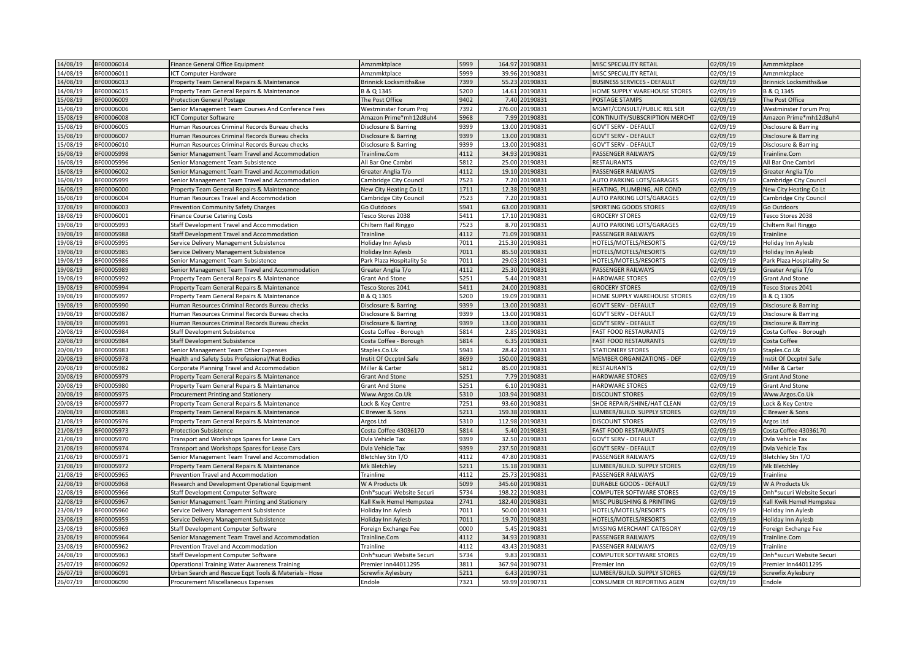| | | | | | | | | | |
|---|---|---|---|---|---|---|---|---|---|
| 14/08/19 | BF00006014 | Finance General Office Equipment | Amznmktplace | 5999 | 164.97 | 20190831 | MISC SPECIALITY RETAIL | 02/09/19 | Amznmktplace |
| 14/08/19 | BF00006011 | ICT Computer Hardware | Amznmktplace | 5999 | 39.96 | 20190831 | MISC SPECIALITY RETAIL | 02/09/19 | Amznmktplace |
| 14/08/19 | BF00006013 | Property Team General Repairs & Maintenance | Brinnick Locksmiths&se | 7399 | 55.23 | 20190831 | BUSINESS SERVICES - DEFAULT | 02/09/19 | Brinnick Locksmiths&se |
| 14/08/19 | BF00006015 | Property Team General Repairs & Maintenance | B & Q 1345 | 5200 | 14.61 | 20190831 | HOME SUPPLY WAREHOUSE STORES | 02/09/19 | B & Q 1345 |
| 15/08/19 | BF00006009 | Protection General Postage | The Post Office | 9402 | 7.40 | 20190831 | POSTAGE STAMPS | 02/09/19 | The Post Office |
| 15/08/19 | BF00006006 | Senior Management Team Courses And Conference Fees | Westminster Forum Proj | 7392 | 276.00 | 20190831 | MGMT/CONSULT/PUBLIC REL SER | 02/09/19 | Westminster Forum Proj |
| 15/08/19 | BF00006008 | ICT Computer Software | Amazon Prime*mh12d8uh4 | 5968 | 7.99 | 20190831 | CONTINUITY/SUBSCRIPTION MERCHT | 02/09/19 | Amazon Prime*mh12d8uh4 |
| 15/08/19 | BF00006005 | Human Resources Criminal Records Bureau checks | Disclosure & Barring | 9399 | 13.00 | 20190831 | GOV'T SERV - DEFAULT | 02/09/19 | Disclosure & Barring |
| 15/08/19 | BF00006007 | Human Resources Criminal Records Bureau checks | Disclosure & Barring | 9399 | 13.00 | 20190831 | GOV'T SERV - DEFAULT | 02/09/19 | Disclosure & Barring |
| 15/08/19 | BF00006010 | Human Resources Criminal Records Bureau checks | Disclosure & Barring | 9399 | 13.00 | 20190831 | GOV'T SERV - DEFAULT | 02/09/19 | Disclosure & Barring |
| 16/08/19 | BF00005998 | Senior Management Team Travel and Accommodation | Trainline.Com | 4112 | 34.93 | 20190831 | PASSENGER RAILWAYS | 02/09/19 | Trainline.Com |
| 16/08/19 | BF00005996 | Senior Management Team Subsistence | All Bar One Cambri | 5812 | 25.00 | 20190831 | RESTAURANTS | 02/09/19 | All Bar One Cambri |
| 16/08/19 | BF00006002 | Senior Management Team Travel and Accommodation | Greater Anglia T/o | 4112 | 19.10 | 20190831 | PASSENGER RAILWAYS | 02/09/19 | Greater Anglia T/o |
| 16/08/19 | BF00005999 | Senior Management Team Travel and Accommodation | Cambridge City Council | 7523 | 7.20 | 20190831 | AUTO PARKING LOTS/GARAGES | 02/09/19 | Cambridge City Council |
| 16/08/19 | BF00006000 | Property Team General Repairs & Maintenance | New City Heating Co Lt | 1711 | 12.38 | 20190831 | HEATING, PLUMBING, AIR COND | 02/09/19 | New City Heating Co Lt |
| 16/08/19 | BF00006004 | Human Resources Travel and Accommodation | Cambridge City Council | 7523 | 7.20 | 20190831 | AUTO PARKING LOTS/GARAGES | 02/09/19 | Cambridge City Council |
| 17/08/19 | BF00006003 | Prevention Community Safety Charges | Go Outdoors | 5941 | 63.00 | 20190831 | SPORTING GOODS STORES | 02/09/19 | Go Outdoors |
| 18/08/19 | BF00006001 | Finance Course Catering Costs | Tesco Stores 2038 | 5411 | 17.10 | 20190831 | GROCERY STORES | 02/09/19 | Tesco Stores 2038 |
| 19/08/19 | BF00005993 | Staff Development Travel and Accommodation | Chiltern Rail Ringgo | 7523 | 8.70 | 20190831 | AUTO PARKING LOTS/GARAGES | 02/09/19 | Chiltern Rail Ringgo |
| 19/08/19 | BF00005988 | Staff Development Travel and Accommodation | Trainline | 4112 | 71.09 | 20190831 | PASSENGER RAILWAYS | 02/09/19 | Trainline |
| 19/08/19 | BF00005995 | Service Delivery Management Subsistence | Holiday Inn Aylesb | 7011 | 215.30 | 20190831 | HOTELS/MOTELS/RESORTS | 02/09/19 | Holiday Inn Aylesb |
| 19/08/19 | BF00005985 | Service Delivery Management Subsistence | Holiday Inn Aylesb | 7011 | 85.50 | 20190831 | HOTELS/MOTELS/RESORTS | 02/09/19 | Holiday Inn Aylesb |
| 19/08/19 | BF00005986 | Senior Management Team Subsistence | Park Plaza Hospitality Se | 7011 | 29.03 | 20190831 | HOTELS/MOTELS/RESORTS | 02/09/19 | Park Plaza Hospitality Se |
| 19/08/19 | BF00005989 | Senior Management Team Travel and Accommodation | Greater Anglia T/o | 4112 | 25.30 | 20190831 | PASSENGER RAILWAYS | 02/09/19 | Greater Anglia T/o |
| 19/08/19 | BF00005992 | Property Team General Repairs & Maintenance | Grant And Stone | 5251 | 5.44 | 20190831 | HARDWARE STORES | 02/09/19 | Grant And Stone |
| 19/08/19 | BF00005994 | Property Team General Repairs & Maintenance | Tesco Stores 2041 | 5411 | 24.00 | 20190831 | GROCERY STORES | 02/09/19 | Tesco Stores 2041 |
| 19/08/19 | BF00005997 | Property Team General Repairs & Maintenance | B & Q 1305 | 5200 | 19.09 | 20190831 | HOME SUPPLY WAREHOUSE STORES | 02/09/19 | B & Q 1305 |
| 19/08/19 | BF00005990 | Human Resources Criminal Records Bureau checks | Disclosure & Barring | 9399 | 13.00 | 20190831 | GOV'T SERV - DEFAULT | 02/09/19 | Disclosure & Barring |
| 19/08/19 | BF00005987 | Human Resources Criminal Records Bureau checks | Disclosure & Barring | 9399 | 13.00 | 20190831 | GOV'T SERV - DEFAULT | 02/09/19 | Disclosure & Barring |
| 19/08/19 | BF00005991 | Human Resources Criminal Records Bureau checks | Disclosure & Barring | 9399 | 13.00 | 20190831 | GOV'T SERV - DEFAULT | 02/09/19 | Disclosure & Barring |
| 20/08/19 | BF00005984 | Staff Development Subsistence | Costa Coffee - Borough | 5814 | 2.85 | 20190831 | FAST FOOD RESTAURANTS | 02/09/19 | Costa Coffee - Borough |
| 20/08/19 | BF00005984 | Staff Development Subsistence | Costa Coffee - Borough | 5814 | 6.35 | 20190831 | FAST FOOD RESTAURANTS | 02/09/19 | Costa Coffee |
| 20/08/19 | BF00005983 | Senior Management Team Other Expenses | Staples.Co.Uk | 5943 | 28.42 | 20190831 | STATIONERY STORES | 02/09/19 | Staples.Co.Uk |
| 20/08/19 | BF00005978 | Health and Safety Subs Professional/Nat Bodies | Instit Of Occptnl Safe | 8699 | 150.00 | 20190831 | MEMBER ORGANIZATIONS - DEF | 02/09/19 | Instit Of Occptnl Safe |
| 20/08/19 | BF00005982 | Corporate Planning Travel and Accommodation | Miller & Carter | 5812 | 85.00 | 20190831 | RESTAURANTS | 02/09/19 | Miller & Carter |
| 20/08/19 | BF00005979 | Property Team General Repairs & Maintenance | Grant And Stone | 5251 | 7.79 | 20190831 | HARDWARE STORES | 02/09/19 | Grant And Stone |
| 20/08/19 | BF00005980 | Property Team General Repairs & Maintenance | Grant And Stone | 5251 | 6.10 | 20190831 | HARDWARE STORES | 02/09/19 | Grant And Stone |
| 20/08/19 | BF00005975 | Procurement Printing and Stationery | Www.Argos.Co.Uk | 5310 | 103.94 | 20190831 | DISCOUNT STORES | 02/09/19 | Www.Argos.Co.Uk |
| 20/08/19 | BF00005977 | Property Team General Repairs & Maintenance | Lock & Key Centre | 7251 | 93.60 | 20190831 | SHOE REPAIR/SHINE/HAT CLEAN | 02/09/19 | Lock & Key Centre |
| 20/08/19 | BF00005981 | Property Team General Repairs & Maintenance | C Brewer & Sons | 5211 | 159.38 | 20190831 | LUMBER/BUILD. SUPPLY STORES | 02/09/19 | C Brewer & Sons |
| 21/08/19 | BF00005976 | Property Team General Repairs & Maintenance | Argos Ltd | 5310 | 112.98 | 20190831 | DISCOUNT STORES | 02/09/19 | Argos Ltd |
| 21/08/19 | BF00005973 | Protection Subsistence | Costa Coffee 43036170 | 5814 | 5.40 | 20190831 | FAST FOOD RESTAURANTS | 02/09/19 | Costa Coffee 43036170 |
| 21/08/19 | BF00005970 | Transport and Workshops Spares for Lease Cars | Dvla Vehicle Tax | 9399 | 32.50 | 20190831 | GOV'T SERV - DEFAULT | 02/09/19 | Dvla Vehicle Tax |
| 21/08/19 | BF00005974 | Transport and Workshops Spares for Lease Cars | Dvla Vehicle Tax | 9399 | 237.50 | 20190831 | GOV'T SERV - DEFAULT | 02/09/19 | Dvla Vehicle Tax |
| 21/08/19 | BF00005971 | Senior Management Team Travel and Accommodation | Bletchley Stn T/O | 4112 | 47.80 | 20190831 | PASSENGER RAILWAYS | 02/09/19 | Bletchley Stn T/O |
| 21/08/19 | BF00005972 | Property Team General Repairs & Maintenance | Mk Bletchley | 5211 | 15.18 | 20190831 | LUMBER/BUILD. SUPPLY STORES | 02/09/19 | Mk Bletchley |
| 21/08/19 | BF00005965 | Prevention Travel and Accommodation | Trainline | 4112 | 25.73 | 20190831 | PASSENGER RAILWAYS | 02/09/19 | Trainline |
| 22/08/19 | BF00005968 | Research and Development Operational Equipment | W A Products Uk | 5099 | 345.60 | 20190831 | DURABLE GOODS - DEFAULT | 02/09/19 | W A Products Uk |
| 22/08/19 | BF00005966 | Staff Development Computer Software | Dnh*sucuri Website Securi | 5734 | 198.22 | 20190831 | COMPUTER SOFTWARE STORES | 02/09/19 | Dnh*sucuri Website Securi |
| 22/08/19 | BF00005967 | Senior Management Team Printing and Stationery | Kall Kwik Hemel Hempstea | 2741 | 182.40 | 20190831 | MISC PUBLISHING & PRINTING | 02/09/19 | Kall Kwik Hemel Hempstea |
| 23/08/19 | BF00005960 | Service Delivery Management Subsistence | Holiday Inn Aylesb | 7011 | 50.00 | 20190831 | HOTELS/MOTELS/RESORTS | 02/09/19 | Holiday Inn Aylesb |
| 23/08/19 | BF00005959 | Service Delivery Management Subsistence | Holiday Inn Aylesb | 7011 | 19.70 | 20190831 | HOTELS/MOTELS/RESORTS | 02/09/19 | Holiday Inn Aylesb |
| 23/08/19 | BF00005969 | Staff Development Computer Software | Foreign Exchange Fee | 0000 | 5.45 | 20190831 | MISSING MERCHANT CATEGORY | 02/09/19 | Foreign Exchange Fee |
| 23/08/19 | BF00005964 | Senior Management Team Travel and Accommodation | Trainline.Com | 4112 | 34.93 | 20190831 | PASSENGER RAILWAYS | 02/09/19 | Trainline.Com |
| 23/08/19 | BF00005962 | Prevention Travel and Accommodation | Trainline | 4112 | 43.43 | 20190831 | PASSENGER RAILWAYS | 02/09/19 | Trainline |
| 24/08/19 | BF00005963 | Staff Development Computer Software | Dnh*sucuri Website Securi | 5734 | 9.83 | 20190831 | COMPUTER SOFTWARE STORES | 02/09/19 | Dnh*sucuri Website Securi |
| 25/07/19 | BF00006092 | Operational Training Water Awareness Training | Premier Inn44011295 | 3811 | 367.94 | 20190731 | Premier Inn | 02/09/19 | Premier Inn44011295 |
| 26/07/19 | BF00006091 | Urban Search and Rescue Eqpt Tools & Materials - Hose | Screwfix Aylesbury | 5211 | 6.43 | 20190731 | LUMBER/BUILD. SUPPLY STORES | 02/09/19 | Screwfix Aylesbury |
| 26/07/19 | BF00006090 | Procurement Miscellaneous Expenses | Endole | 7321 | 59.99 | 20190731 | CONSUMER CR REPORTING AGEN | 02/09/19 | Endole |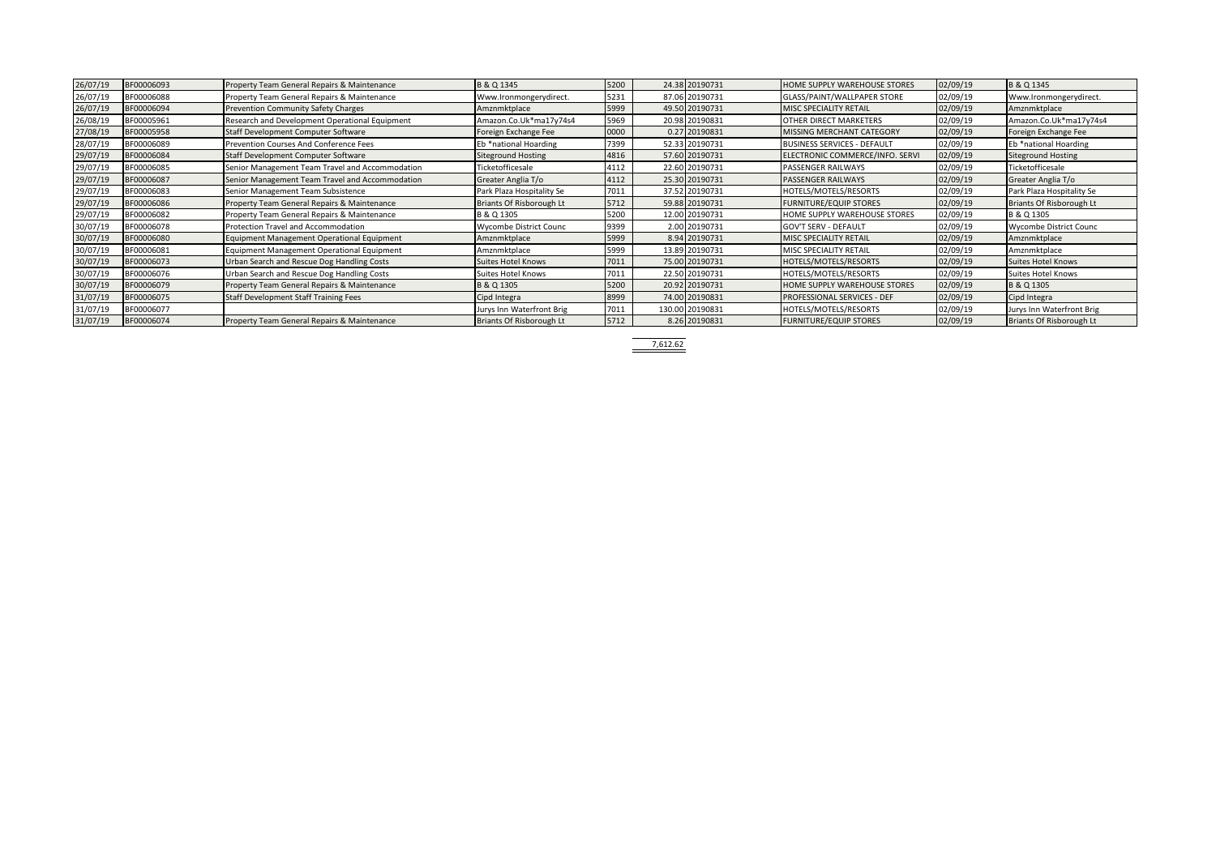| | | | | | | | | | |
|---|---|---|---|---|---|---|---|---|---|
| 26/07/19 | BF00006093 | Property Team General Repairs & Maintenance | B & Q 1345 | 5200 | 24.38 | 20190731 | HOME SUPPLY WAREHOUSE STORES | 02/09/19 | B & Q 1345 |
| 26/07/19 | BF00006088 | Property Team General Repairs & Maintenance | Www.Ironmongerydirect. | 5231 | 87.06 | 20190731 | GLASS/PAINT/WALLPAPER STORE | 02/09/19 | Www.Ironmongerydirect. |
| 26/07/19 | BF00006094 | Prevention Community Safety Charges | Amznmktplace | 5999 | 49.50 | 20190731 | MISC SPECIALITY RETAIL | 02/09/19 | Amznmktplace |
| 26/08/19 | BF00005961 | Research and Development Operational Equipment | Amazon.Co.Uk*ma17y74s4 | 5969 | 20.98 | 20190831 | OTHER DIRECT MARKETERS | 02/09/19 | Amazon.Co.Uk*ma17y74s4 |
| 27/08/19 | BF00005958 | Staff Development Computer Software | Foreign Exchange Fee | 0000 | 0.27 | 20190831 | MISSING MERCHANT CATEGORY | 02/09/19 | Foreign Exchange Fee |
| 28/07/19 | BF00006089 | Prevention Courses And Conference Fees | Eb *national Hoarding | 7399 | 52.33 | 20190731 | BUSINESS SERVICES - DEFAULT | 02/09/19 | Eb *national Hoarding |
| 29/07/19 | BF00006084 | Staff Development Computer Software | Siteground Hosting | 4816 | 57.60 | 20190731 | ELECTRONIC COMMERCE/INFO. SERVI | 02/09/19 | Siteground Hosting |
| 29/07/19 | BF00006085 | Senior Management Team Travel and Accommodation | Ticketofficesale | 4112 | 22.60 | 20190731 | PASSENGER RAILWAYS | 02/09/19 | Ticketofficesale |
| 29/07/19 | BF00006087 | Senior Management Team Travel and Accommodation | Greater Anglia T/o | 4112 | 25.30 | 20190731 | PASSENGER RAILWAYS | 02/09/19 | Greater Anglia T/o |
| 29/07/19 | BF00006083 | Senior Management Team Subsistence | Park Plaza Hospitality Se | 7011 | 37.52 | 20190731 | HOTELS/MOTELS/RESORTS | 02/09/19 | Park Plaza Hospitality Se |
| 29/07/19 | BF00006086 | Property Team General Repairs & Maintenance | Briants Of Risborough Lt | 5712 | 59.88 | 20190731 | FURNITURE/EQUIP STORES | 02/09/19 | Briants Of Risborough Lt |
| 29/07/19 | BF00006082 | Property Team General Repairs & Maintenance | B & Q 1305 | 5200 | 12.00 | 20190731 | HOME SUPPLY WAREHOUSE STORES | 02/09/19 | B & Q 1305 |
| 30/07/19 | BF00006078 | Protection Travel and Accommodation | Wycombe District Counc | 9399 | 2.00 | 20190731 | GOV'T SERV - DEFAULT | 02/09/19 | Wycombe District Counc |
| 30/07/19 | BF00006080 | Equipment Management Operational Equipment | Amznmktplace | 5999 | 8.94 | 20190731 | MISC SPECIALITY RETAIL | 02/09/19 | Amznmktplace |
| 30/07/19 | BF00006081 | Equipment Management Operational Equipment | Amznmktplace | 5999 | 13.89 | 20190731 | MISC SPECIALITY RETAIL | 02/09/19 | Amznmktplace |
| 30/07/19 | BF00006073 | Urban Search and Rescue Dog Handling Costs | Suites Hotel Knows | 7011 | 75.00 | 20190731 | HOTELS/MOTELS/RESORTS | 02/09/19 | Suites Hotel Knows |
| 30/07/19 | BF00006076 | Urban Search and Rescue Dog Handling Costs | Suites Hotel Knows | 7011 | 22.50 | 20190731 | HOTELS/MOTELS/RESORTS | 02/09/19 | Suites Hotel Knows |
| 30/07/19 | BF00006079 | Property Team General Repairs & Maintenance | B & Q 1305 | 5200 | 20.92 | 20190731 | HOME SUPPLY WAREHOUSE STORES | 02/09/19 | B & Q 1305 |
| 31/07/19 | BF00006075 | Staff Development Staff Training Fees | Cipd Integra | 8999 | 74.00 | 20190831 | PROFESSIONAL SERVICES - DEF | 02/09/19 | Cipd Integra |
| 31/07/19 | BF00006077 | | Jurys Inn Waterfront Brig | 7011 | 130.00 | 20190831 | HOTELS/MOTELS/RESORTS | 02/09/19 | Jurys Inn Waterfront Brig |
| 31/07/19 | BF00006074 | Property Team General Repairs & Maintenance | Briants Of Risborough Lt | 5712 | 8.26 | 20190831 | FURNITURE/EQUIP STORES | 02/09/19 | Briants Of Risborough Lt |
| | | | | | 7,612.62 | | | | |